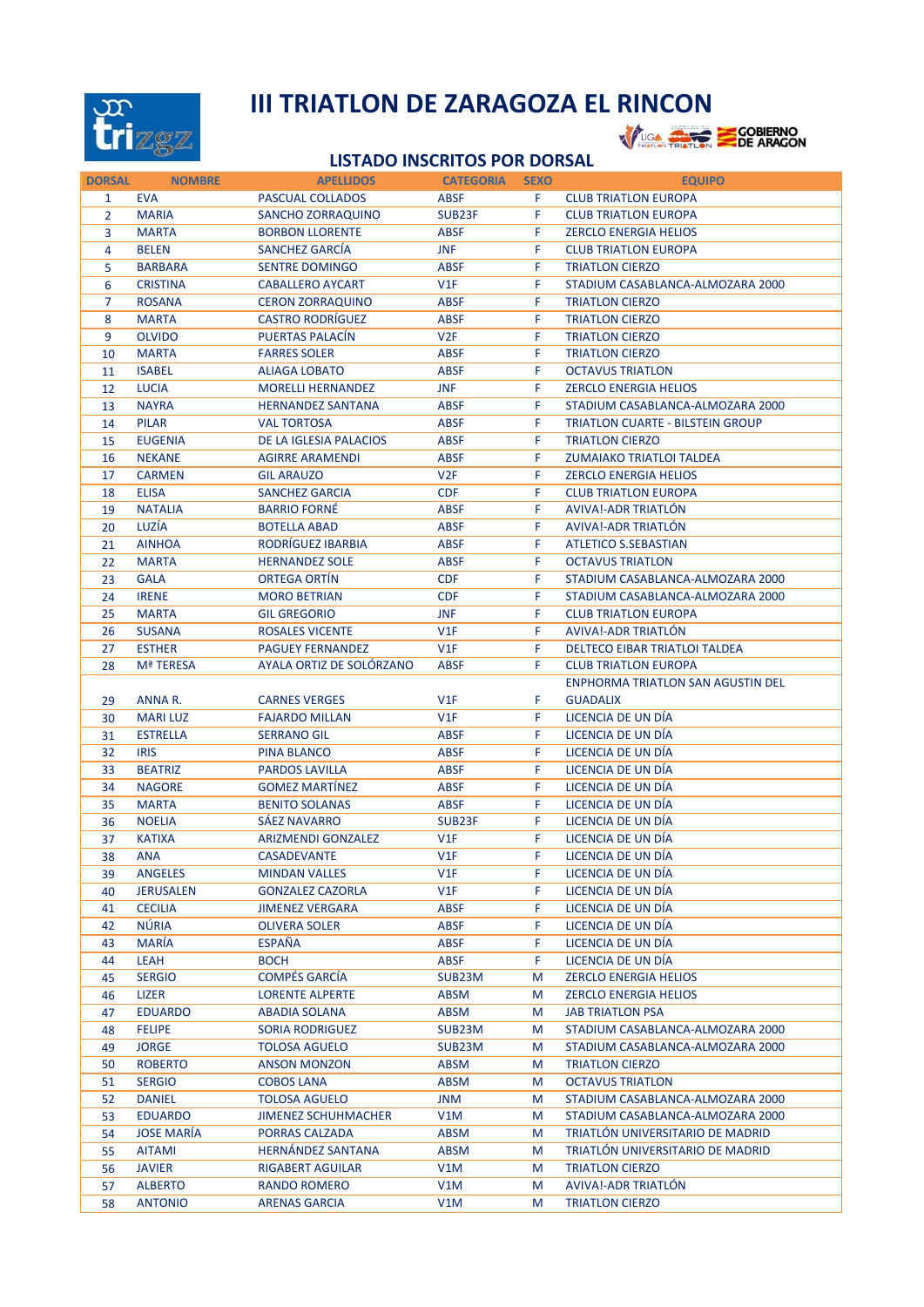# III TRIATLON DE ZARAGOZA EL RINCON

## LISTADO INSCRITOS POR DORSAL

| DORSAL | NOMBRE | APELLIDOS | CATEGORIA | SEXO | EQUIPO |
|---|---|---|---|---|---|
| 1 | EVA | PASCUAL COLLADOS | ABSF | F | CLUB TRIATLON EUROPA |
| 2 | MARIA | SANCHO ZORRAQUINO | SUB23F | F | CLUB TRIATLON EUROPA |
| 3 | MARTA | BORBON LLORENTE | ABSF | F | ZERCLO ENERGIA HELIOS |
| 4 | BELEN | SANCHEZ GARCÍA | JNF | F | CLUB TRIATLON EUROPA |
| 5 | BARBARA | SENTRE DOMINGO | ABSF | F | TRIATLON CIERZO |
| 6 | CRISTINA | CABALLERO AYCART | V1F | F | STADIUM CASABLANCA-ALMOZARA 2000 |
| 7 | ROSANA | CERON ZORRAQUINO | ABSF | F | TRIATLON CIERZO |
| 8 | MARTA | CASTRO RODRÍGUEZ | ABSF | F | TRIATLON CIERZO |
| 9 | OLVIDO | PUERTAS PALACÍN | V2F | F | TRIATLON CIERZO |
| 10 | MARTA | FARRES SOLER | ABSF | F | TRIATLON CIERZO |
| 11 | ISABEL | ALIAGA LOBATO | ABSF | F | OCTAVUS TRIATLON |
| 12 | LUCIA | MORELLI HERNANDEZ | JNF | F | ZERCLO ENERGIA HELIOS |
| 13 | NAYRA | HERNANDEZ SANTANA | ABSF | F | STADIUM CASABLANCA-ALMOZARA 2000 |
| 14 | PILAR | VAL TORTOSA | ABSF | F | TRIATLON CUARTE - BILSTEIN GROUP |
| 15 | EUGENIA | DE LA IGLESIA PALACIOS | ABSF | F | TRIATLON CIERZO |
| 16 | NEKANE | AGIRRE ARAMENDI | ABSF | F | ZUMAIAKO TRIATLOI TALDEA |
| 17 | CARMEN | GIL ARAUZO | V2F | F | ZERCLO ENERGIA HELIOS |
| 18 | ELISA | SANCHEZ GARCIA | CDF | F | CLUB TRIATLON EUROPA |
| 19 | NATALIA | BARRIO FORNÉ | ABSF | F | AVIVA!-ADR TRIATLÓN |
| 20 | LUZÍA | BOTELLA ABAD | ABSF | F | AVIVA!-ADR TRIATLÓN |
| 21 | AINHOA | RODRÍGUEZ IBARBIA | ABSF | F | ATLETICO S.SEBASTIAN |
| 22 | MARTA | HERNANDEZ SOLE | ABSF | F | OCTAVUS TRIATLON |
| 23 | GALA | ORTEGA ORTÍN | CDF | F | STADIUM CASABLANCA-ALMOZARA 2000 |
| 24 | IRENE | MORO BETRIAN | CDF | F | STADIUM CASABLANCA-ALMOZARA 2000 |
| 25 | MARTA | GIL GREGORIO | JNF | F | CLUB TRIATLON EUROPA |
| 26 | SUSANA | ROSALES VICENTE | V1F | F | AVIVA!-ADR TRIATLÓN |
| 27 | ESTHER | PAGUEY FERNANDEZ | V1F | F | DELTECO EIBAR TRIATLOI TALDEA |
| 28 | Mª TERESA | AYALA ORTIZ DE SOLÓRZANO | ABSF | F | CLUB TRIATLON EUROPA |
| 29 | ANNA R. | CARNES VERGES | V1F | F | ENPHORMA TRIATLON SAN AGUSTIN DEL GUADALIX |
| 30 | MARI LUZ | FAJARDO MILLAN | V1F | F | LICENCIA DE UN DÍA |
| 31 | ESTRELLA | SERRANO GIL | ABSF | F | LICENCIA DE UN DÍA |
| 32 | IRIS | PINA BLANCO | ABSF | F | LICENCIA DE UN DÍA |
| 33 | BEATRIZ | PARDOS LAVILLA | ABSF | F | LICENCIA DE UN DÍA |
| 34 | NAGORE | GOMEZ MARTÍNEZ | ABSF | F | LICENCIA DE UN DÍA |
| 35 | MARTA | BENITO SOLANAS | ABSF | F | LICENCIA DE UN DÍA |
| 36 | NOELIA | SÁEZ NAVARRO | SUB23F | F | LICENCIA DE UN DÍA |
| 37 | KATIXA | ARIZMENDI GONZALEZ | V1F | F | LICENCIA DE UN DÍA |
| 38 | ANA | CASADEVANTE | V1F | F | LICENCIA DE UN DÍA |
| 39 | ANGELES | MINDAN VALLES | V1F | F | LICENCIA DE UN DÍA |
| 40 | JERUSALEN | GONZALEZ CAZORLA | V1F | F | LICENCIA DE UN DÍA |
| 41 | CECILIA | JIMENEZ VERGARA | ABSF | F | LICENCIA DE UN DÍA |
| 42 | NÚRIA | OLIVERA SOLER | ABSF | F | LICENCIA DE UN DÍA |
| 43 | MARÍA | ESPAÑA | ABSF | F | LICENCIA DE UN DÍA |
| 44 | LEAH | BOCH | ABSF | F | LICENCIA DE UN DÍA |
| 45 | SERGIO | COMPÉS GARCÍA | SUB23M | M | ZERCLO ENERGIA HELIOS |
| 46 | LIZER | LORENTE ALPERTE | ABSM | M | ZERCLO ENERGIA HELIOS |
| 47 | EDUARDO | ABADIA SOLANA | ABSM | M | JAB TRIATLON PSA |
| 48 | FELIPE | SORIA RODRIGUEZ | SUB23M | M | STADIUM CASABLANCA-ALMOZARA 2000 |
| 49 | JORGE | TOLOSA AGUELO | SUB23M | M | STADIUM CASABLANCA-ALMOZARA 2000 |
| 50 | ROBERTO | ANSON MONZON | ABSM | M | TRIATLON CIERZO |
| 51 | SERGIO | COBOS LANA | ABSM | M | OCTAVUS TRIATLON |
| 52 | DANIEL | TOLOSA AGUELO | JNM | M | STADIUM CASABLANCA-ALMOZARA 2000 |
| 53 | EDUARDO | JIMENEZ SCHUHMACHER | V1M | M | STADIUM CASABLANCA-ALMOZARA 2000 |
| 54 | JOSE MARÍA | PORRAS CALZADA | ABSM | M | TRIATLÓN UNIVERSITARIO DE MADRID |
| 55 | AITAMI | HERNÁNDEZ SANTANA | ABSM | M | TRIATLÓN UNIVERSITARIO DE MADRID |
| 56 | JAVIER | RIGABERT AGUILAR | V1M | M | TRIATLON CIERZO |
| 57 | ALBERTO | RANDO ROMERO | V1M | M | AVIVA!-ADR TRIATLÓN |
| 58 | ANTONIO | ARENAS GARCIA | V1M | M | TRIATLON CIERZO |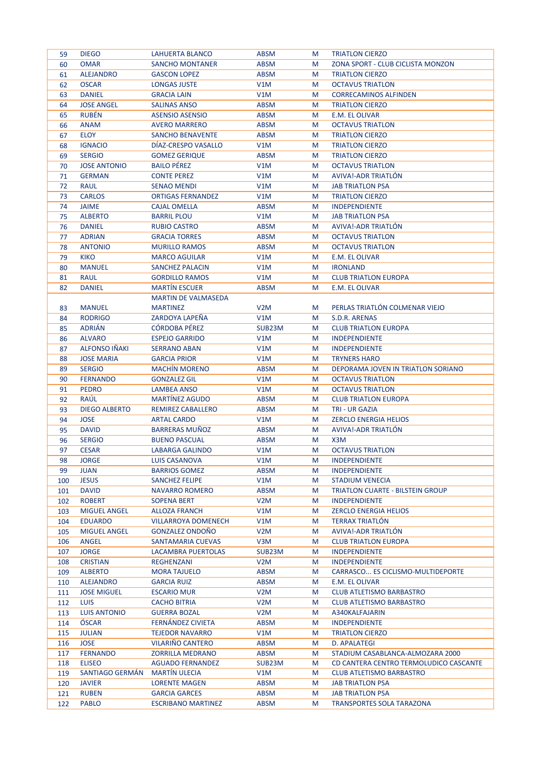| | | | | | |
|---|---|---|---|---|---|
| 59 | DIEGO | LAHUERTA BLANCO | ABSM | M | TRIATLON CIERZO |
| 60 | OMAR | SANCHO MONTANER | ABSM | M | ZONA SPORT - CLUB CICLISTA MONZON |
| 61 | ALEJANDRO | GASCON LOPEZ | ABSM | M | TRIATLON CIERZO |
| 62 | OSCAR | LONGAS JUSTE | V1M | M | OCTAVUS TRIATLON |
| 63 | DANIEL | GRACIA LAIN | V1M | M | CORRECAMINOS ALFINDEN |
| 64 | JOSE ANGEL | SALINAS ANSO | ABSM | M | TRIATLON CIERZO |
| 65 | RUBÉN | ASENSIO ASENSIO | ABSM | M | E.M. EL OLIVAR |
| 66 | ANAM | AVERO MARRERO | ABSM | M | OCTAVUS TRIATLON |
| 67 | ELOY | SANCHO BENAVENTE | ABSM | M | TRIATLON CIERZO |
| 68 | IGNACIO | DÍAZ-CRESPO VASALLO | V1M | M | TRIATLON CIERZO |
| 69 | SERGIO | GOMEZ GERIQUE | ABSM | M | TRIATLON CIERZO |
| 70 | JOSE ANTONIO | BAILO PÉREZ | V1M | M | OCTAVUS TRIATLON |
| 71 | GERMAN | CONTE PEREZ | V1M | M | AVIVA!-ADR TRIATLÓN |
| 72 | RAUL | SENAO MENDI | V1M | M | JAB TRIATLON PSA |
| 73 | CARLOS | ORTIGAS FERNANDEZ | V1M | M | TRIATLON CIERZO |
| 74 | JAIME | CAJAL OMELLA | ABSM | M | INDEPENDIENTE |
| 75 | ALBERTO | BARRIL PLOU | V1M | M | JAB TRIATLON PSA |
| 76 | DANIEL | RUBIO CASTRO | ABSM | M | AVIVA!-ADR TRIATLÓN |
| 77 | ADRIAN | GRACIA TORRES | ABSM | M | OCTAVUS TRIATLON |
| 78 | ANTONIO | MURILLO RAMOS | ABSM | M | OCTAVUS TRIATLON |
| 79 | KIKO | MARCO AGUILAR | V1M | M | E.M. EL OLIVAR |
| 80 | MANUEL | SANCHEZ PALACIN | V1M | M | IRONLAND |
| 81 | RAUL | GORDILLO RAMOS | V1M | M | CLUB TRIATLON EUROPA |
| 82 | DANIEL | MARTÍN ESCUER | ABSM | M | E.M. EL OLIVAR |
| 83 | MANUEL | MARTIN DE VALMASEDA MARTINEZ | V2M | M | PERLAS TRIATLÓN COLMENAR VIEJO |
| 84 | RODRIGO | ZARDOYA LAPEÑA | V1M | M | S.D.R. ARENAS |
| 85 | ADRIÁN | CÓRDOBA PÉREZ | SUB23M | M | CLUB TRIATLON EUROPA |
| 86 | ALVARO | ESPEJO GARRIDO | V1M | M | INDEPENDIENTE |
| 87 | ALFONSO IÑAKI | SERRANO ABAN | V1M | M | INDEPENDIENTE |
| 88 | JOSE MARIA | GARCIA PRIOR | V1M | M | TRYNERS HARO |
| 89 | SERGIO | MACHÍN MORENO | ABSM | M | DEPORAMA JOVEN IN TRIATLON SORIANO |
| 90 | FERNANDO | GONZALEZ GIL | V1M | M | OCTAVUS TRIATLON |
| 91 | PEDRO | LAMBEA ANSO | V1M | M | OCTAVUS TRIATLON |
| 92 | RAÚL | MARTÍNEZ AGUDO | ABSM | M | CLUB TRIATLON EUROPA |
| 93 | DIEGO ALBERTO | REMIREZ CABALLERO | ABSM | M | TRI - UR GAZIA |
| 94 | JOSE | ARTAL CARDO | V1M | M | ZERCLO ENERGIA HELIOS |
| 95 | DAVID | BARRERAS MUÑOZ | ABSM | M | AVIVA!-ADR TRIATLÓN |
| 96 | SERGIO | BUENO PASCUAL | ABSM | M | X3M |
| 97 | CESAR | LABARGA GALINDO | V1M | M | OCTAVUS TRIATLON |
| 98 | JORGE | LUIS CASANOVA | V1M | M | INDEPENDIENTE |
| 99 | JUAN | BARRIOS GOMEZ | ABSM | M | INDEPENDIENTE |
| 100 | JESUS | SANCHEZ FELIPE | V1M | M | STADIUM VENECIA |
| 101 | DAVID | NAVARRO ROMERO | ABSM | M | TRIATLON CUARTE - BILSTEIN GROUP |
| 102 | ROBERT | SOPENA BERT | V2M | M | INDEPENDIENTE |
| 103 | MIGUEL ANGEL | ALLOZA FRANCH | V1M | M | ZERCLO ENERGIA HELIOS |
| 104 | EDUARDO | VILLARROYA DOMENECH | V1M | M | TERRAX TRIATLÓN |
| 105 | MIGUEL ANGEL | GONZALEZ ONDOÑO | V2M | M | AVIVA!-ADR TRIATLÓN |
| 106 | ANGEL | SANTAMARIA CUEVAS | V3M | M | CLUB TRIATLON EUROPA |
| 107 | JORGE | LACAMBRA PUERTOLAS | SUB23M | M | INDEPENDIENTE |
| 108 | CRISTIAN | REGHENZANI | V2M | M | INDEPENDIENTE |
| 109 | ALBERTO | MORA TAJUELO | ABSM | M | CARRASCO... ES CICLISMO-MULTIDEPORTE |
| 110 | ALEJANDRO | GARCIA RUIZ | ABSM | M | E.M. EL OLIVAR |
| 111 | JOSE MIGUEL | ESCARIO MUR | V2M | M | CLUB ATLETISMO BARBASTRO |
| 112 | LUIS | CACHO BITRIA | V2M | M | CLUB ATLETISMO BARBASTRO |
| 113 | LUIS ANTONIO | GUERRA BOZAL | V2M | M | A340KALFAJARIN |
| 114 | ÓSCAR | FERNÁNDEZ CIVIETA | ABSM | M | INDEPENDIENTE |
| 115 | JULIAN | TEJEDOR NAVARRO | V1M | M | TRIATLON CIERZO |
| 116 | JOSE | VILARIÑO CANTERO | ABSM | M | D. APALATEGI |
| 117 | FERNANDO | ZORRILLA MEDRANO | ABSM | M | STADIUM CASABLANCA-ALMOZARA 2000 |
| 118 | ELISEO | AGUADO FERNANDEZ | SUB23M | M | CD CANTERA CENTRO TERMOLUDICO CASCANTE |
| 119 | SANTIAGO GERMÁN | MARTÍN ULECIA | V1M | M | CLUB ATLETISMO BARBASTRO |
| 120 | JAVIER | LORENTE MAGEN | ABSM | M | JAB TRIATLON PSA |
| 121 | RUBEN | GARCIA GARCES | ABSM | M | JAB TRIATLON PSA |
| 122 | PABLO | ESCRIBANO MARTINEZ | ABSM | M | TRANSPORTES SOLA TARAZONA |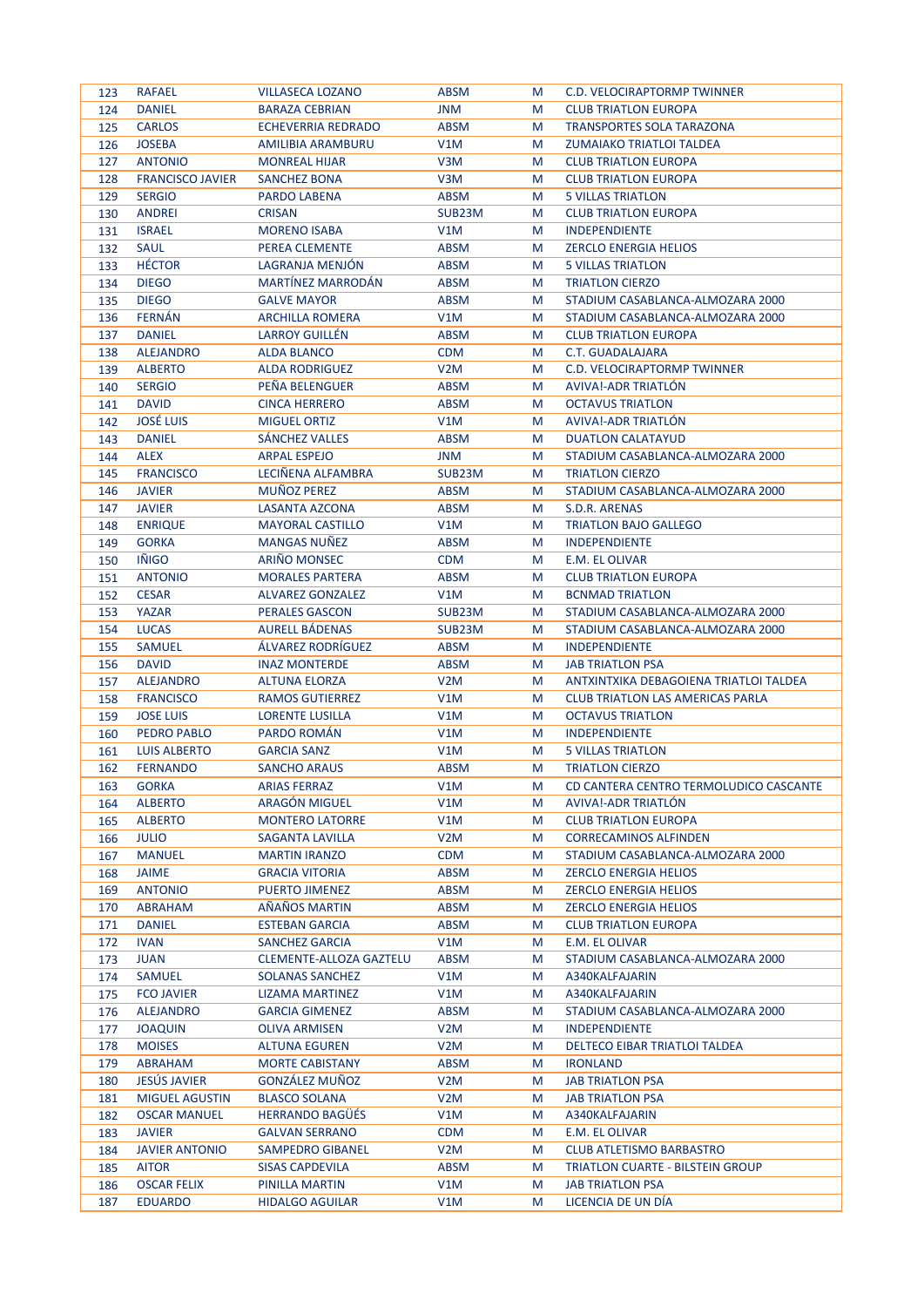| | | | | | |
|---|---|---|---|---|---|
| 123 | RAFAEL | VILLASECA LOZANO | ABSM | M | C.D. VELOCIRAPTORMP TWINNER |
| 124 | DANIEL | BARAZA CEBRIAN | JNM | M | CLUB TRIATLON EUROPA |
| 125 | CARLOS | ECHEVERRIA REDRADO | ABSM | M | TRANSPORTES SOLA TARAZONA |
| 126 | JOSEBA | AMILIBIA ARAMBURU | V1M | M | ZUMAIAKO TRIATLOI TALDEA |
| 127 | ANTONIO | MONREAL HIJAR | V3M | M | CLUB TRIATLON EUROPA |
| 128 | FRANCISCO JAVIER | SANCHEZ BONA | V3M | M | CLUB TRIATLON EUROPA |
| 129 | SERGIO | PARDO LABENA | ABSM | M | 5 VILLAS TRIATLON |
| 130 | ANDREI | CRISAN | SUB23M | M | CLUB TRIATLON EUROPA |
| 131 | ISRAEL | MORENO ISABA | V1M | M | INDEPENDIENTE |
| 132 | SAUL | PEREA CLEMENTE | ABSM | M | ZERCLO ENERGIA HELIOS |
| 133 | HÉCTOR | LAGRANJA MENJÓN | ABSM | M | 5 VILLAS TRIATLON |
| 134 | DIEGO | MARTÍNEZ MARRODÁN | ABSM | M | TRIATLON CIERZO |
| 135 | DIEGO | GALVE MAYOR | ABSM | M | STADIUM CASABLANCA-ALMOZARA 2000 |
| 136 | FERNÁN | ARCHILLA ROMERA | V1M | M | STADIUM CASABLANCA-ALMOZARA 2000 |
| 137 | DANIEL | LARROY GUILLÉN | ABSM | M | CLUB TRIATLON EUROPA |
| 138 | ALEJANDRO | ALDA BLANCO | CDM | M | C.T. GUADALAJARA |
| 139 | ALBERTO | ALDA RODRIGUEZ | V2M | M | C.D. VELOCIRAPTORMP TWINNER |
| 140 | SERGIO | PEÑA BELENGUER | ABSM | M | AVIVA!-ADR TRIATLÓN |
| 141 | DAVID | CINCA HERRERO | ABSM | M | OCTAVUS TRIATLON |
| 142 | JOSÉ LUIS | MIGUEL ORTIZ | V1M | M | AVIVA!-ADR TRIATLÓN |
| 143 | DANIEL | SÁNCHEZ VALLES | ABSM | M | DUATLON CALATAYUD |
| 144 | ALEX | ARPAL ESPEJO | JNM | M | STADIUM CASABLANCA-ALMOZARA 2000 |
| 145 | FRANCISCO | LECIÑENA ALFAMBRA | SUB23M | M | TRIATLON CIERZO |
| 146 | JAVIER | MUÑOZ PEREZ | ABSM | M | STADIUM CASABLANCA-ALMOZARA 2000 |
| 147 | JAVIER | LASANTA AZCONA | ABSM | M | S.D.R. ARENAS |
| 148 | ENRIQUE | MAYORAL CASTILLO | V1M | M | TRIATLON BAJO GALLEGO |
| 149 | GORKA | MANGAS NUÑEZ | ABSM | M | INDEPENDIENTE |
| 150 | IÑIGO | ARIÑO MONSEC | CDM | M | E.M. EL OLIVAR |
| 151 | ANTONIO | MORALES PARTERA | ABSM | M | CLUB TRIATLON EUROPA |
| 152 | CESAR | ALVAREZ GONZALEZ | V1M | M | BCNMAD TRIATLON |
| 153 | YAZAR | PERALES GASCON | SUB23M | M | STADIUM CASABLANCA-ALMOZARA 2000 |
| 154 | LUCAS | AURELL BÁDENAS | SUB23M | M | STADIUM CASABLANCA-ALMOZARA 2000 |
| 155 | SAMUEL | ÁLVAREZ RODRÍGUEZ | ABSM | M | INDEPENDIENTE |
| 156 | DAVID | INAZ MONTERDE | ABSM | M | JAB TRIATLON PSA |
| 157 | ALEJANDRO | ALTUNA ELORZA | V2M | M | ANTXINTXIKA DEBAGOIENA TRIATLOI TALDEA |
| 158 | FRANCISCO | RAMOS GUTIERREZ | V1M | M | CLUB TRIATLON LAS AMERICAS PARLA |
| 159 | JOSE LUIS | LORENTE LUSILLA | V1M | M | OCTAVUS TRIATLON |
| 160 | PEDRO PABLO | PARDO ROMÁN | V1M | M | INDEPENDIENTE |
| 161 | LUIS ALBERTO | GARCIA SANZ | V1M | M | 5 VILLAS TRIATLON |
| 162 | FERNANDO | SANCHO ARAUS | ABSM | M | TRIATLON CIERZO |
| 163 | GORKA | ARIAS FERRAZ | V1M | M | CD CANTERA CENTRO TERMOLUDICO CASCANTE |
| 164 | ALBERTO | ARAGÓN MIGUEL | V1M | M | AVIVA!-ADR TRIATLÓN |
| 165 | ALBERTO | MONTERO LATORRE | V1M | M | CLUB TRIATLON EUROPA |
| 166 | JULIO | SAGANTA LAVILLA | V2M | M | CORRECAMINOS ALFINDEN |
| 167 | MANUEL | MARTIN IRANZO | CDM | M | STADIUM CASABLANCA-ALMOZARA 2000 |
| 168 | JAIME | GRACIA VITORIA | ABSM | M | ZERCLO ENERGIA HELIOS |
| 169 | ANTONIO | PUERTO JIMENEZ | ABSM | M | ZERCLO ENERGIA HELIOS |
| 170 | ABRAHAM | AÑAÑOS MARTIN | ABSM | M | ZERCLO ENERGIA HELIOS |
| 171 | DANIEL | ESTEBAN GARCIA | ABSM | M | CLUB TRIATLON EUROPA |
| 172 | IVAN | SANCHEZ GARCIA | V1M | M | E.M. EL OLIVAR |
| 173 | JUAN | CLEMENTE-ALLOZA GAZTELU | ABSM | M | STADIUM CASABLANCA-ALMOZARA 2000 |
| 174 | SAMUEL | SOLANAS SANCHEZ | V1M | M | A340KALFAJARIN |
| 175 | FCO JAVIER | LIZAMA MARTINEZ | V1M | M | A340KALFAJARIN |
| 176 | ALEJANDRO | GARCIA GIMENEZ | ABSM | M | STADIUM CASABLANCA-ALMOZARA 2000 |
| 177 | JOAQUIN | OLIVA ARMISEN | V2M | M | INDEPENDIENTE |
| 178 | MOISES | ALTUNA EGUREN | V2M | M | DELTECO EIBAR TRIATLOI TALDEA |
| 179 | ABRAHAM | MORTE CABISTANY | ABSM | M | IRONLAND |
| 180 | JESÚS JAVIER | GONZÁLEZ MUÑOZ | V2M | M | JAB TRIATLON PSA |
| 181 | MIGUEL AGUSTIN | BLASCO SOLANA | V2M | M | JAB TRIATLON PSA |
| 182 | OSCAR MANUEL | HERRANDO BAGÜÉS | V1M | M | A340KALFAJARIN |
| 183 | JAVIER | GALVAN SERRANO | CDM | M | E.M. EL OLIVAR |
| 184 | JAVIER ANTONIO | SAMPEDRO GUBANEL | V2M | M | CLUB ATLETISMO BARBASTRO |
| 185 | AITOR | SISAS CAPDEVILA | ABSM | M | TRIATLON CUARTE - BILSTEIN GROUP |
| 186 | OSCAR FELIX | PINILLA MARTIN | V1M | M | JAB TRIATLON PSA |
| 187 | EDUARDO | HIDALGO AGUILAR | V1M | M | LICENCIA DE UN DÍA |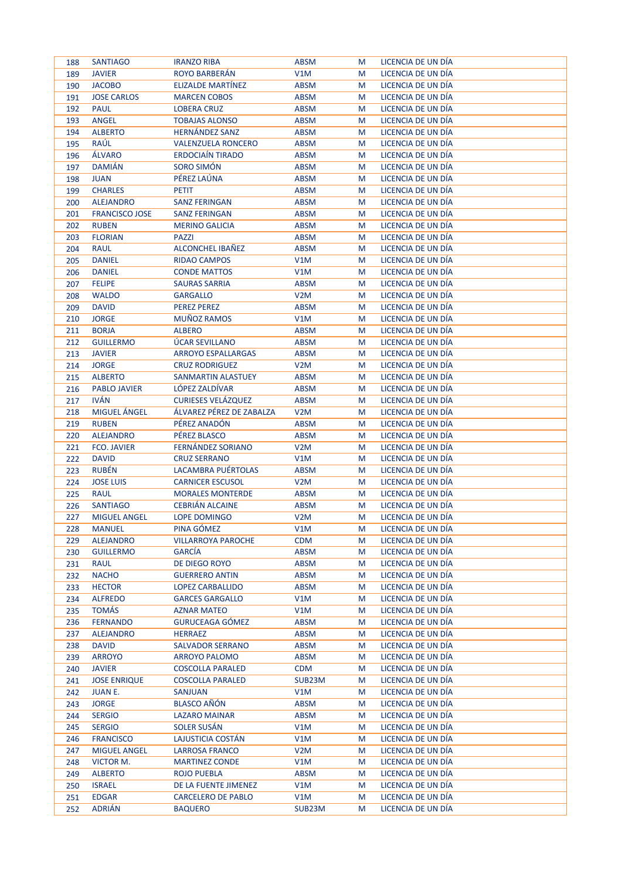| 188 | SANTIAGO | IRANZO RIBA | ABSM | M | LICENCIA DE UN DÍA |
|---|---|---|---|---|---|
| 189 | JAVIER | ROYO BARBERÁN | V1M | M | LICENCIA DE UN DÍA |
| 190 | JACOBO | ELIZALDE MARTÍNEZ | ABSM | M | LICENCIA DE UN DÍA |
| 191 | JOSE CARLOS | MARCEN COBOS | ABSM | M | LICENCIA DE UN DÍA |
| 192 | PAUL | LOBERA CRUZ | ABSM | M | LICENCIA DE UN DÍA |
| 193 | ANGEL | TOBAJAS ALONSO | ABSM | M | LICENCIA DE UN DÍA |
| 194 | ALBERTO | HERNÁNDEZ SANZ | ABSM | M | LICENCIA DE UN DÍA |
| 195 | RAÚL | VALENZUELA RONCERO | ABSM | M | LICENCIA DE UN DÍA |
| 196 | ÁLVARO | ERDOCIAÍN TIRADO | ABSM | M | LICENCIA DE UN DÍA |
| 197 | DAMIÁN | SORO SIMÓN | ABSM | M | LICENCIA DE UN DÍA |
| 198 | JUAN | PÉREZ LAÚNA | ABSM | M | LICENCIA DE UN DÍA |
| 199 | CHARLES | PETIT | ABSM | M | LICENCIA DE UN DÍA |
| 200 | ALEJANDRO | SANZ FERINGAN | ABSM | M | LICENCIA DE UN DÍA |
| 201 | FRANCISCO JOSE | SANZ FERINGAN | ABSM | M | LICENCIA DE UN DÍA |
| 202 | RUBEN | MERINO GALICIA | ABSM | M | LICENCIA DE UN DÍA |
| 203 | FLORIAN | PAZZI | ABSM | M | LICENCIA DE UN DÍA |
| 204 | RAUL | ALCONCHEL IBAÑEZ | ABSM | M | LICENCIA DE UN DÍA |
| 205 | DANIEL | RIDAO CAMPOS | V1M | M | LICENCIA DE UN DÍA |
| 206 | DANIEL | CONDE MATTOS | V1M | M | LICENCIA DE UN DÍA |
| 207 | FELIPE | SAURAS SARRIA | ABSM | M | LICENCIA DE UN DÍA |
| 208 | WALDO | GARGALLO | V2M | M | LICENCIA DE UN DÍA |
| 209 | DAVID | PEREZ PEREZ | ABSM | M | LICENCIA DE UN DÍA |
| 210 | JORGE | MUÑOZ RAMOS | V1M | M | LICENCIA DE UN DÍA |
| 211 | BORJA | ALBERO | ABSM | M | LICENCIA DE UN DÍA |
| 212 | GUILLERMO | ÚCAR SEVILLANO | ABSM | M | LICENCIA DE UN DÍA |
| 213 | JAVIER | ARROYO ESPALLARGAS | ABSM | M | LICENCIA DE UN DÍA |
| 214 | JORGE | CRUZ RODRIGUEZ | V2M | M | LICENCIA DE UN DÍA |
| 215 | ALBERTO | SANMARTIN ALASTUEY | ABSM | M | LICENCIA DE UN DÍA |
| 216 | PABLO JAVIER | LÓPEZ ZALDÍVAR | ABSM | M | LICENCIA DE UN DÍA |
| 217 | IVÁN | CURIESES VELÁZQUEZ | ABSM | M | LICENCIA DE UN DÍA |
| 218 | MIGUEL ÁNGEL | ÁLVAREZ PÉREZ DE ZABALZA | V2M | M | LICENCIA DE UN DÍA |
| 219 | RUBEN | PÉREZ ANADÓN | ABSM | M | LICENCIA DE UN DÍA |
| 220 | ALEJANDRO | PÉREZ BLASCO | ABSM | M | LICENCIA DE UN DÍA |
| 221 | FCO. JAVIER | FERNÁNDEZ SORIANO | V2M | M | LICENCIA DE UN DÍA |
| 222 | DAVID | CRUZ SERRANO | V1M | M | LICENCIA DE UN DÍA |
| 223 | RUBÉN | LACAMBRA PUÉRTOLAS | ABSM | M | LICENCIA DE UN DÍA |
| 224 | JOSE LUIS | CARNICER ESCUSOL | V2M | M | LICENCIA DE UN DÍA |
| 225 | RAUL | MORALES MONTERDE | ABSM | M | LICENCIA DE UN DÍA |
| 226 | SANTIAGO | CEBRIÁN ALCAINE | ABSM | M | LICENCIA DE UN DÍA |
| 227 | MIGUEL ANGEL | LOPE DOMINGO | V2M | M | LICENCIA DE UN DÍA |
| 228 | MANUEL | PINA GÓMEZ | V1M | M | LICENCIA DE UN DÍA |
| 229 | ALEJANDRO | VILLARROYA PAROCHE | CDM | M | LICENCIA DE UN DÍA |
| 230 | GUILLERMO | GARCÍA | ABSM | M | LICENCIA DE UN DÍA |
| 231 | RAUL | DE DIEGO ROYO | ABSM | M | LICENCIA DE UN DÍA |
| 232 | NACHO | GUERRERO ANTIN | ABSM | M | LICENCIA DE UN DÍA |
| 233 | HECTOR | LOPEZ CARBALLIDO | ABSM | M | LICENCIA DE UN DÍA |
| 234 | ALFREDO | GARCES GARGALLO | V1M | M | LICENCIA DE UN DÍA |
| 235 | TOMÁS | AZNAR MATEO | V1M | M | LICENCIA DE UN DÍA |
| 236 | FERNANDO | GURUCEAGA GÓMEZ | ABSM | M | LICENCIA DE UN DÍA |
| 237 | ALEJANDRO | HERRAEZ | ABSM | M | LICENCIA DE UN DÍA |
| 238 | DAVID | SALVADOR SERRANO | ABSM | M | LICENCIA DE UN DÍA |
| 239 | ARROYO | ARROYO PALOMO | ABSM | M | LICENCIA DE UN DÍA |
| 240 | JAVIER | COSCOLLA PARALED | CDM | M | LICENCIA DE UN DÍA |
| 241 | JOSE ENRIQUE | COSCOLLA PARALED | SUB23M | M | LICENCIA DE UN DÍA |
| 242 | JUAN E. | SANJUAN | V1M | M | LICENCIA DE UN DÍA |
| 243 | JORGE | BLASCO AÑÓN | ABSM | M | LICENCIA DE UN DÍA |
| 244 | SERGIO | LAZARO MAINAR | ABSM | M | LICENCIA DE UN DÍA |
| 245 | SERGIO | SOLER SUSÁN | V1M | M | LICENCIA DE UN DÍA |
| 246 | FRANCISCO | LAJUSTICIA COSTÁN | V1M | M | LICENCIA DE UN DÍA |
| 247 | MIGUEL ANGEL | LARROSA FRANCO | V2M | M | LICENCIA DE UN DÍA |
| 248 | VICTOR M. | MARTINEZ CONDE | V1M | M | LICENCIA DE UN DÍA |
| 249 | ALBERTO | ROJO PUEBLA | ABSM | M | LICENCIA DE UN DÍA |
| 250 | ISRAEL | DE LA FUENTE JIMENEZ | V1M | M | LICENCIA DE UN DÍA |
| 251 | EDGAR | CARCELERO DE PABLO | V1M | M | LICENCIA DE UN DÍA |
| 252 | ADRIÁN | BAQUERO | SUB23M | M | LICENCIA DE UN DÍA |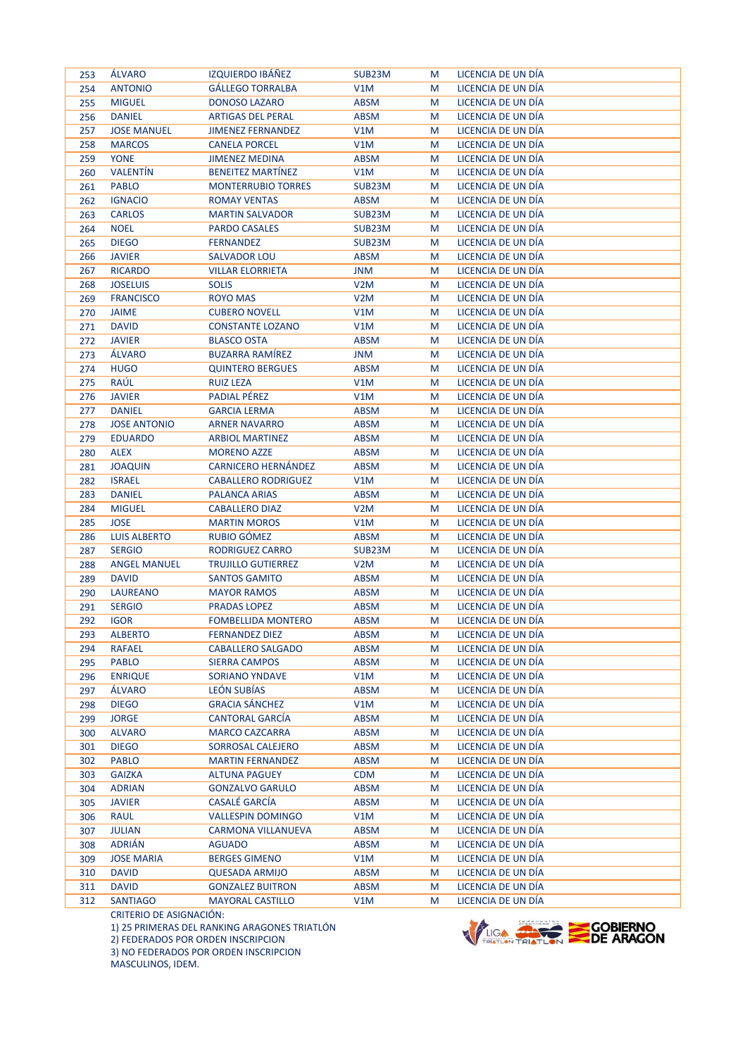| | | | | | |
|---|---|---|---|---|---|
| 253 | ÁLVARO | IZQUIERDO IBÁÑEZ | SUB23M | M | LICENCIA DE UN DÍA |
| 254 | ANTONIO | GÁLLEGO TORRALBA | V1M | M | LICENCIA DE UN DÍA |
| 255 | MIGUEL | DONOSO LAZARO | ABSM | M | LICENCIA DE UN DÍA |
| 256 | DANIEL | ARTIGAS DEL PERAL | ABSM | M | LICENCIA DE UN DÍA |
| 257 | JOSE MANUEL | JIMENEZ FERNANDEZ | V1M | M | LICENCIA DE UN DÍA |
| 258 | MARCOS | CANELA PORCEL | V1M | M | LICENCIA DE UN DÍA |
| 259 | YONE | JIMENEZ MEDINA | ABSM | M | LICENCIA DE UN DÍA |
| 260 | VALENTÍN | BENEITEZ MARTÍNEZ | V1M | M | LICENCIA DE UN DÍA |
| 261 | PABLO | MONTERRUBIO TORRES | SUB23M | M | LICENCIA DE UN DÍA |
| 262 | IGNACIO | ROMAY VENTAS | ABSM | M | LICENCIA DE UN DÍA |
| 263 | CARLOS | MARTIN SALVADOR | SUB23M | M | LICENCIA DE UN DÍA |
| 264 | NOEL | PARDO CASALES | SUB23M | M | LICENCIA DE UN DÍA |
| 265 | DIEGO | FERNANDEZ | SUB23M | M | LICENCIA DE UN DÍA |
| 266 | JAVIER | SALVADOR LOU | ABSM | M | LICENCIA DE UN DÍA |
| 267 | RICARDO | VILLAR ELORRIETA | JNM | M | LICENCIA DE UN DÍA |
| 268 | JOSELUIS | SOLIS | V2M | M | LICENCIA DE UN DÍA |
| 269 | FRANCISCO | ROYO MAS | V2M | M | LICENCIA DE UN DÍA |
| 270 | JAIME | CUBERO NOVELL | V1M | M | LICENCIA DE UN DÍA |
| 271 | DAVID | CONSTANTE LOZANO | V1M | M | LICENCIA DE UN DÍA |
| 272 | JAVIER | BLASCO OSTA | ABSM | M | LICENCIA DE UN DÍA |
| 273 | ÁLVARO | BUZARRA RAMÍREZ | JNM | M | LICENCIA DE UN DÍA |
| 274 | HUGO | QUINTERO BERGUES | ABSM | M | LICENCIA DE UN DÍA |
| 275 | RAÚL | RUIZ LEZA | V1M | M | LICENCIA DE UN DÍA |
| 276 | JAVIER | PADIAL PÉREZ | V1M | M | LICENCIA DE UN DÍA |
| 277 | DANIEL | GARCIA LERMA | ABSM | M | LICENCIA DE UN DÍA |
| 278 | JOSE ANTONIO | ARNER NAVARRO | ABSM | M | LICENCIA DE UN DÍA |
| 279 | EDUARDO | ARBIOL MARTINEZ | ABSM | M | LICENCIA DE UN DÍA |
| 280 | ALEX | MORENO AZZE | ABSM | M | LICENCIA DE UN DÍA |
| 281 | JOAQUIN | CARNICERO HERNÁNDEZ | ABSM | M | LICENCIA DE UN DÍA |
| 282 | ISRAEL | CABALLERO RODRIGUEZ | V1M | M | LICENCIA DE UN DÍA |
| 283 | DANIEL | PALANCA ARIAS | ABSM | M | LICENCIA DE UN DÍA |
| 284 | MIGUEL | CABALLERO DIAZ | V2M | M | LICENCIA DE UN DÍA |
| 285 | JOSE | MARTIN MOROS | V1M | M | LICENCIA DE UN DÍA |
| 286 | LUIS ALBERTO | RUBIO GÓMEZ | ABSM | M | LICENCIA DE UN DÍA |
| 287 | SERGIO | RODRIGUEZ CARRO | SUB23M | M | LICENCIA DE UN DÍA |
| 288 | ANGEL MANUEL | TRUJILLO GUTIERREZ | V2M | M | LICENCIA DE UN DÍA |
| 289 | DAVID | SANTOS GAMITO | ABSM | M | LICENCIA DE UN DÍA |
| 290 | LAUREANO | MAYOR RAMOS | ABSM | M | LICENCIA DE UN DÍA |
| 291 | SERGIO | PRADAS LOPEZ | ABSM | M | LICENCIA DE UN DÍA |
| 292 | IGOR | FOMBELLIDA MONTERO | ABSM | M | LICENCIA DE UN DÍA |
| 293 | ALBERTO | FERNANDEZ DIEZ | ABSM | M | LICENCIA DE UN DÍA |
| 294 | RAFAEL | CABALLERO SALGADO | ABSM | M | LICENCIA DE UN DÍA |
| 295 | PABLO | SIERRA CAMPOS | ABSM | M | LICENCIA DE UN DÍA |
| 296 | ENRIQUE | SORIANO YNDAVE | V1M | M | LICENCIA DE UN DÍA |
| 297 | ÁLVARO | LEÓN SUBÍAS | ABSM | M | LICENCIA DE UN DÍA |
| 298 | DIEGO | GRACIA SÁNCHEZ | V1M | M | LICENCIA DE UN DÍA |
| 299 | JORGE | CANTORAL GARCÍA | ABSM | M | LICENCIA DE UN DÍA |
| 300 | ALVARO | MARCO CAZCARRA | ABSM | M | LICENCIA DE UN DÍA |
| 301 | DIEGO | SORROSAL CALEJERO | ABSM | M | LICENCIA DE UN DÍA |
| 302 | PABLO | MARTIN FERNANDEZ | ABSM | M | LICENCIA DE UN DÍA |
| 303 | GAIZKA | ALTUNA PAGUEY | CDM | M | LICENCIA DE UN DÍA |
| 304 | ADRIAN | GONZALVO GARULO | ABSM | M | LICENCIA DE UN DÍA |
| 305 | JAVIER | CASALÉ GARCÍA | ABSM | M | LICENCIA DE UN DÍA |
| 306 | RAUL | VALLESPIN DOMINGO | V1M | M | LICENCIA DE UN DÍA |
| 307 | JULIAN | CARMONA VILLANUEVA | ABSM | M | LICENCIA DE UN DÍA |
| 308 | ADRIÁN | AGUADO | ABSM | M | LICENCIA DE UN DÍA |
| 309 | JOSE MARIA | BERGES GIMENO | V1M | M | LICENCIA DE UN DÍA |
| 310 | DAVID | QUESADA ARMIJO | ABSM | M | LICENCIA DE UN DÍA |
| 311 | DAVID | GONZALEZ BUITRON | ABSM | M | LICENCIA DE UN DÍA |
| 312 | SANTIAGO | MAYORAL CASTILLO | V1M | M | LICENCIA DE UN DÍA |

CRITERIO DE ASIGNACIÓN:
1) 25 PRIMERAS DEL RANKING ARAGONES TRIATLÓN
2) FEDERADOS POR ORDEN INSCRIPCION
3) NO FEDERADOS POR ORDEN INSCRIPCION
MASCULINOS, IDEM.